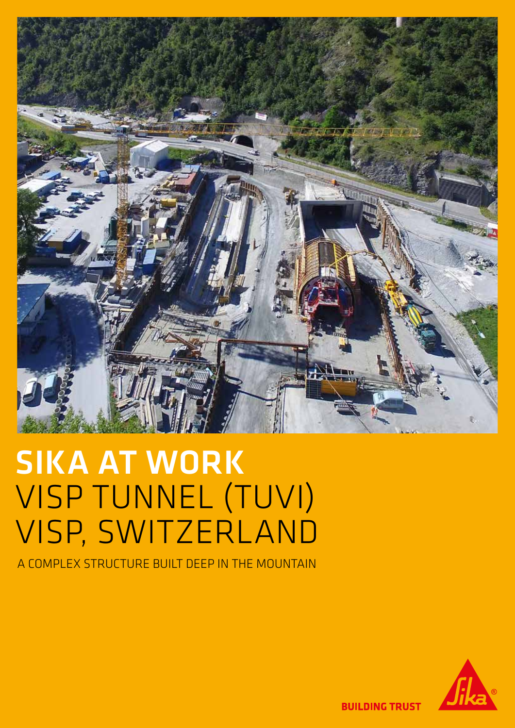# SIKA AT WORK
# VISP TUNNEL (TUVI) VISP, SWITZERLAND

A COMPLEX STRUCTURE BUILT DEEP IN THE MOUNTAIN

BUILDING TRUST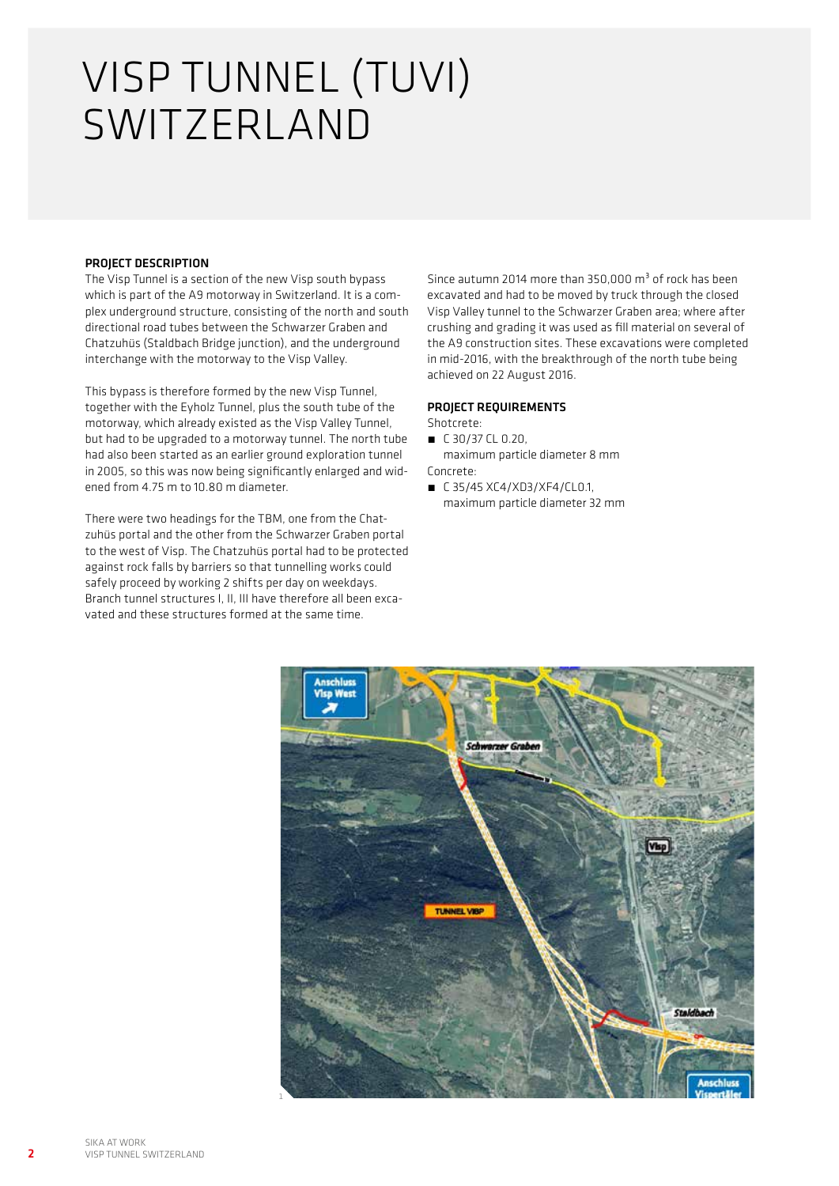# VISP TUNNEL (TUVI) SWITZERLAND

## PROJECT DESCRIPTION

The Visp Tunnel is a section of the new Visp south bypass which is part of the A9 motorway in Switzerland. It is a complex underground structure, consisting of the north and south directional road tubes between the Schwarzer Graben and Chatzuhüs (Staldbach Bridge junction), and the underground interchange with the motorway to the Visp Valley.

This bypass is therefore formed by the new Visp Tunnel, together with the Eyholz Tunnel, plus the south tube of the motorway, which already existed as the Visp Valley Tunnel, but had to be upgraded to a motorway tunnel. The north tube had also been started as an earlier ground exploration tunnel in 2005, so this was now being significantly enlarged and widened from 4.75 m to 10.80 m diameter.

There were two headings for the TBM, one from the Chatzuhüs portal and the other from the Schwarzer Graben portal to the west of Visp. The Chatzuhüs portal had to be protected against rock falls by barriers so that tunnelling works could safely proceed by working 2 shifts per day on weekdays. Branch tunnel structures I, II, III have therefore all been excavated and these structures formed at the same time.

Since autumn 2014 more than 350,000 m$^3$ of rock has been excavated and had to be moved by truck through the closed Visp Valley tunnel to the Schwarzer Graben area; where after crushing and grading it was used as fill material on several of the A9 construction sites. These excavations were completed in mid-2016, with the breakthrough of the north tube being achieved on 22 August 2016.

## PROJECT REQUIREMENTS

Shotcrete:

- C 30/37 CL 0.20, maximum particle diameter 8 mm

Concrete:

- C 35/45 XC4/XD3/XF4/CL0.1, maximum particle diameter 32 mm

1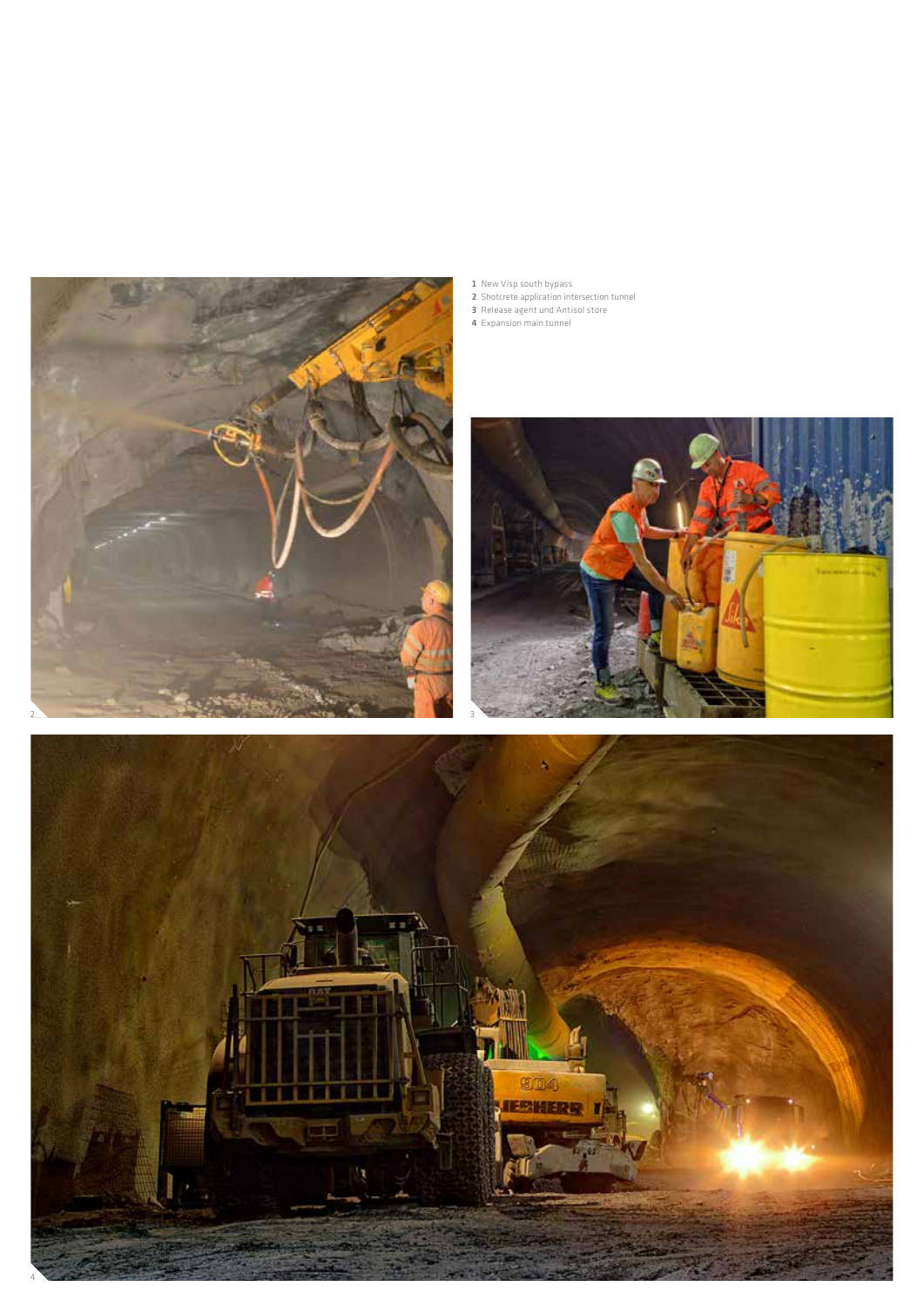**1** New Visp south bypass
**2** Shotcrete application intersection tunnel
**3** Release agent und Antisol store
**4** Expansion main tunnel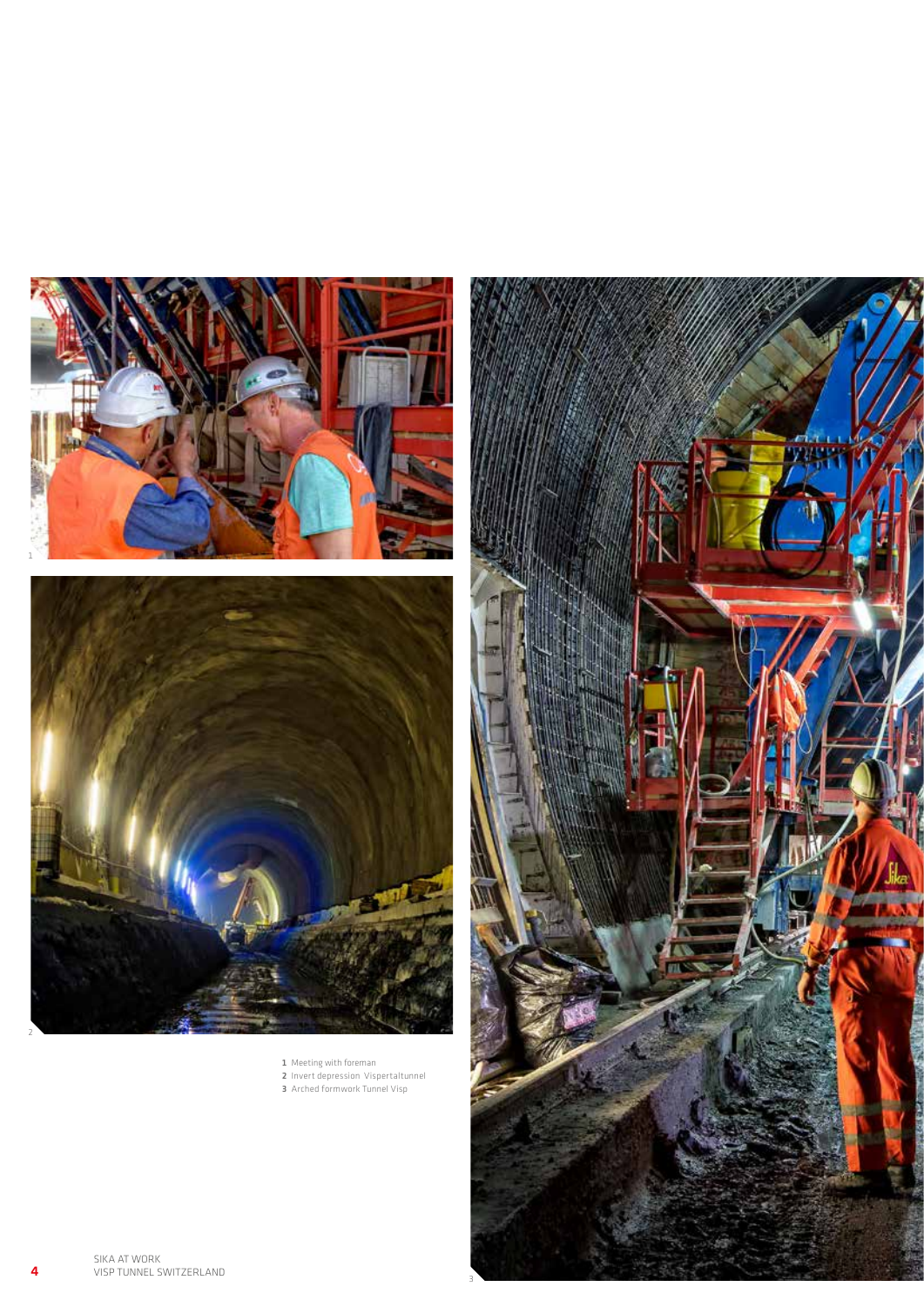**1** Meeting with foreman
**2** Invert depression Vispertaltunnel
**3** Arched formwork Tunnel Visp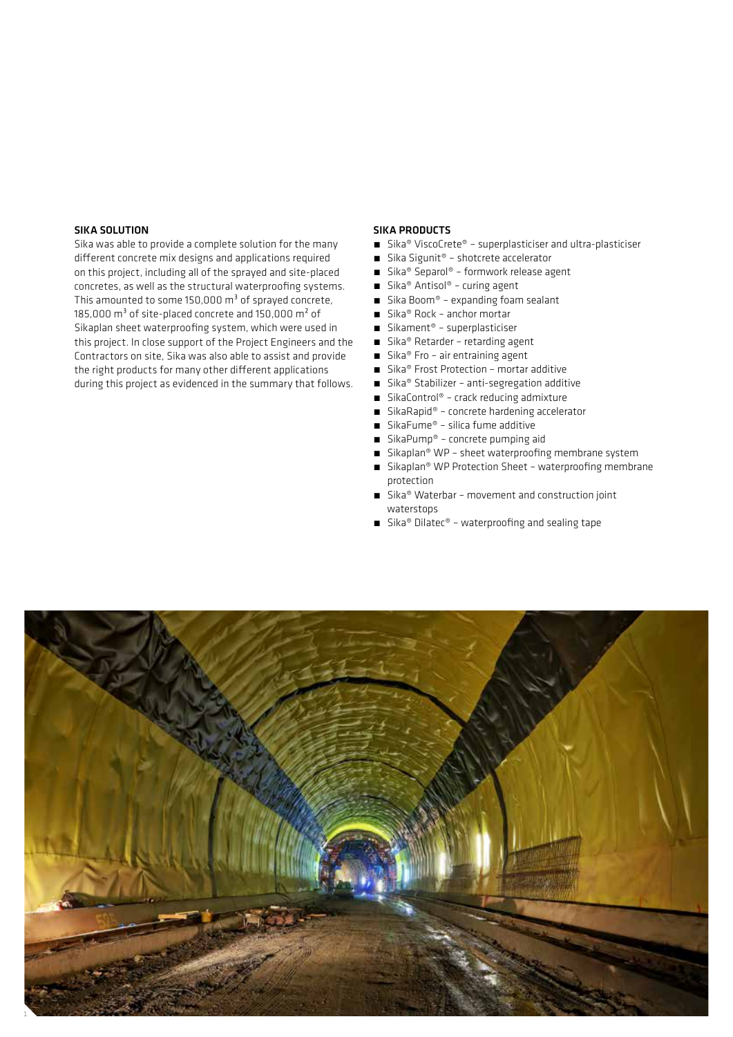## SIKA SOLUTION

Sika was able to provide a complete solution for the many different concrete mix designs and applications required on this project, including all of the sprayed and site-placed concretes, as well as the structural waterproofing systems. This amounted to some 150,000 $m^3$ of sprayed concrete, 185,000 $m^3$ of site-placed concrete and 150,000 $m^2$ of Sikaplan sheet waterproofing system, which were used in this project. In close support of the Project Engineers and the Contractors on site, Sika was also able to assist and provide the right products for many other different applications during this project as evidenced in the summary that follows.

## SIKA PRODUCTS

- Sika® ViscoCrete® – superplasticiser and ultra-plasticiser
- Sika Sigunit® – shotcrete accelerator
- Sika® Separol® – formwork release agent
- Sika® Antisol® – curing agent
- Sika Boom® – expanding foam sealant
- Sika® Rock – anchor mortar
- Sikament® – superplasticiser
- Sika® Retarder – retarding agent
- Sika® Fro – air entraining agent
- Sika® Frost Protection – mortar additive
- Sika® Stabilizer – anti-segregation additive
- SikaControl® – crack reducing admixture
- SikaRapid® – concrete hardening accelerator
- SikaFume® – silica fume additive
- SikaPump® – concrete pumping aid
- Sikaplan® WP – sheet waterproofing membrane system
- Sikaplan® WP Protection Sheet – waterproofing membrane protection
- Sika® Waterbar – movement and construction joint waterstops
- Sika® Dilatec® – waterproofing and sealing tape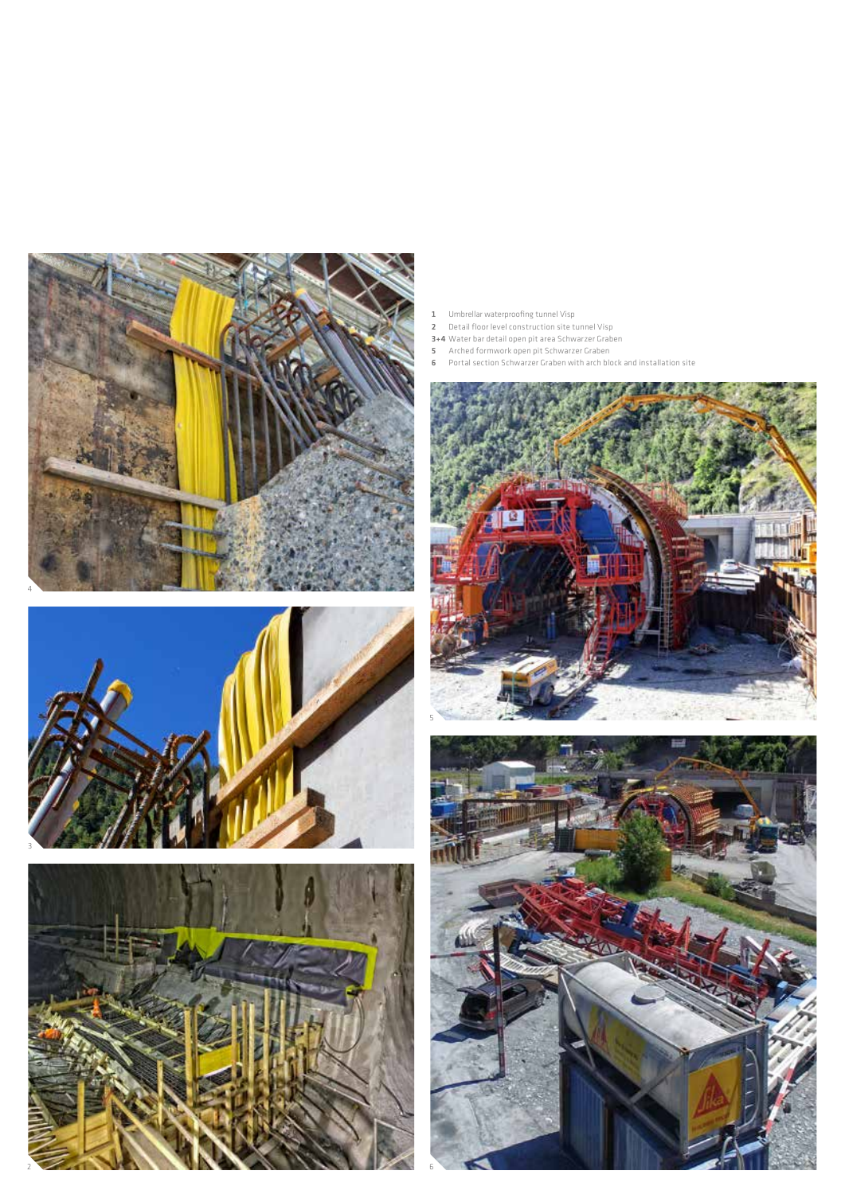1 Umbrellar waterproofing tunnel Visp
2 Detail floor level construction site tunnel Visp
3+4 Water bar detail open pit area Schwarzer Graben
5 Arched formwork open pit Schwarzer Graben
6 Portal section Schwarzer Graben with arch block and installation site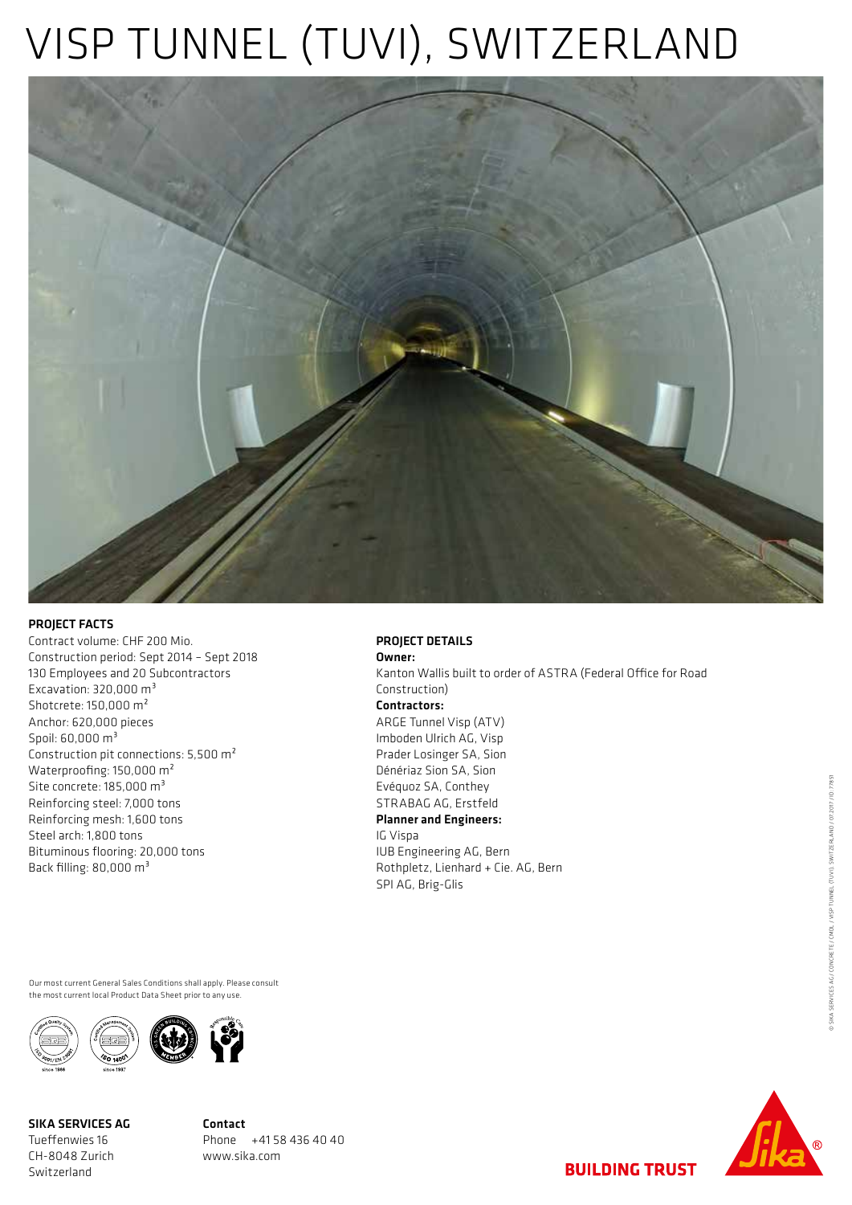# VISP TUNNEL (TUVI), SWITZERLAND

**PROJECT FACTS**

Contract volume: CHF 200 Mio.
Construction period: Sept 2014 – Sept 2018
130 Employees and 20 Subcontractors
Excavation: 320,000 $m^3$
Shotcrete: 150,000 $m^2$
Anchor: 620,000 pieces
Spoil: 60,000 $m^3$
Construction pit connections: 5,500 $m^2$
Waterproofing: 150,000 $m^2$
Site concrete: 185,000 $m^3$
Reinforcing steel: 7,000 tons
Reinforcing mesh: 1,600 tons
Steel arch: 1,800 tons
Bituminous flooring: 20,000 tons
Back filling: 80,000 $m^3$

**PROJECT DETAILS**

**Owner:**
Kanton Wallis built to order of ASTRA (Federal Office for Road Construction)

**Contractors:**
ARGE Tunnel Visp (ATV)
Imboden Ulrich AG, Visp
Prader Losinger SA, Sion
Dénériaz Sion SA, Sion
Evéquoz SA, Conthey
STRABAG AG, Erstfeld

**Planner and Engineers:**
IG Vispa
IUB Engineering AG, Bern
Rothpletz, Lienhard + Cie. AG, Bern
SPI AG, Brig-Glis

Our most current General Sales Conditions shall apply. Please consult the most current local Product Data Sheet prior to any use.

**SIKA SERVICES AG**
Tueffenwies 16
CH-8048 Zurich
Switzerland

**Contact**
Phone +41 58 436 40 40
www.sika.com

**BUILDING TRUST**